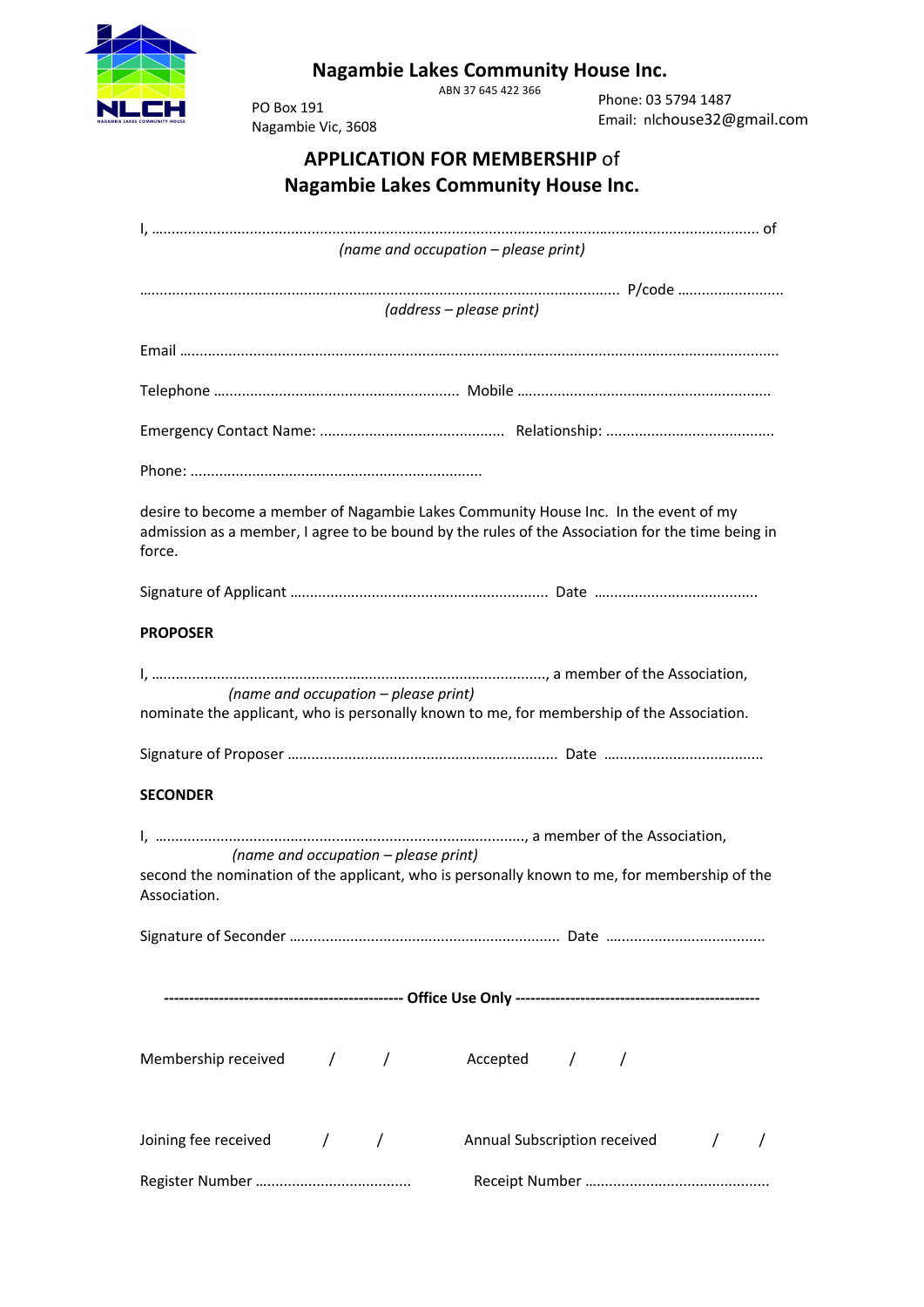NLCH
NAGAMBIE LAKES COMMUNITY HOUSE

# Nagambie Lakes Community House Inc.

ABN 37 645 422 366

PO Box 191
Nagambie Vic, 3608

Phone: 03 5794 1487
Email: nlchouse32@gmail.com

## **APPLICATION FOR MEMBERSHIP** of Nagambie Lakes Community House Inc.

I, ……………………………………………………………………………………………………………………………………… of
*(name and occupation – please print)*

…………………………………………………………………………………………………………… P/code ………………………
*(address – please print)*

Email ………………………………………………………………………………………………………………………………………

Telephone ………………………………………………… Mobile ………………………………………………………

Emergency Contact Name: ……………………………………… Relationship: …………………………………

Phone: ………………………………………………………………

desire to become a member of Nagambie Lakes Community House Inc. In the event of my admission as a member, I agree to be bound by the rules of the Association for the time being in force.

Signature of Applicant ……………………………………………………… Date …………………………………

**PROPOSER**

I, ……………………………………………………………………………………, a member of the Association,
*(name and occupation – please print)*
nominate the applicant, who is personally known to me, for membership of the Association.

Signature of Proposer ………………………………………………………… Date …………………………………

**SECONDER**

I, ……………………………………………………………………………………, a member of the Association,
*(name and occupation – please print)*
second the nomination of the applicant, who is personally known to me, for membership of the Association.

Signature of Seconder ………………………………………………………… Date …………………………………

**---------------------------------------------- Office Use Only ----------------------------------------------**

Membership received / / Accepted / /

Joining fee received / / Annual Subscription received / /

Register Number ……………………………… Receipt Number ………………………………………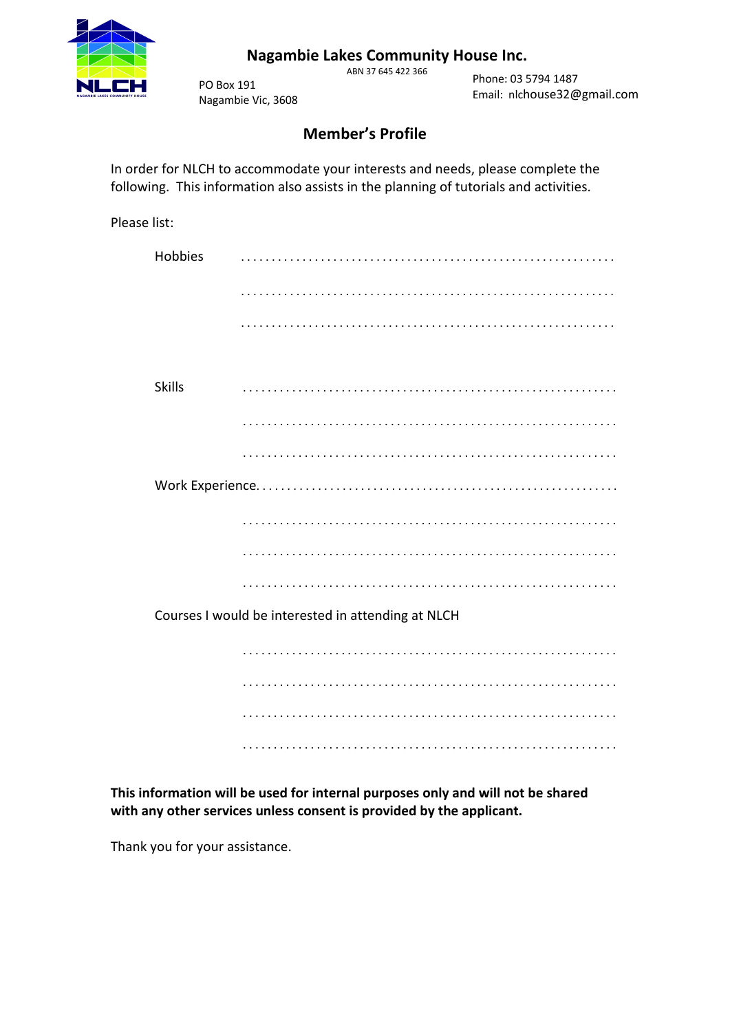**Nagambie Lakes Community House Inc.**

ABN 37 645 422 366

PO Box 191
Nagambie Vic, 3608

Phone: 03 5794 1487
Email: nlchouse32@gmail.com

## Member's Profile

In order for NLCH to accommodate your interests and needs, please complete the following. This information also assists in the planning of tutorials and activities.

Please list:

Hobbies ............................................................

............................................................

............................................................

Skills ............................................................

............................................................

............................................................

Work Experience............................................................

............................................................

............................................................

............................................................

Courses I would be interested in attending at NLCH

............................................................

............................................................

............................................................

............................................................

**This information will be used for internal purposes only and will not be shared with any other services unless consent is provided by the applicant.**

Thank you for your assistance.